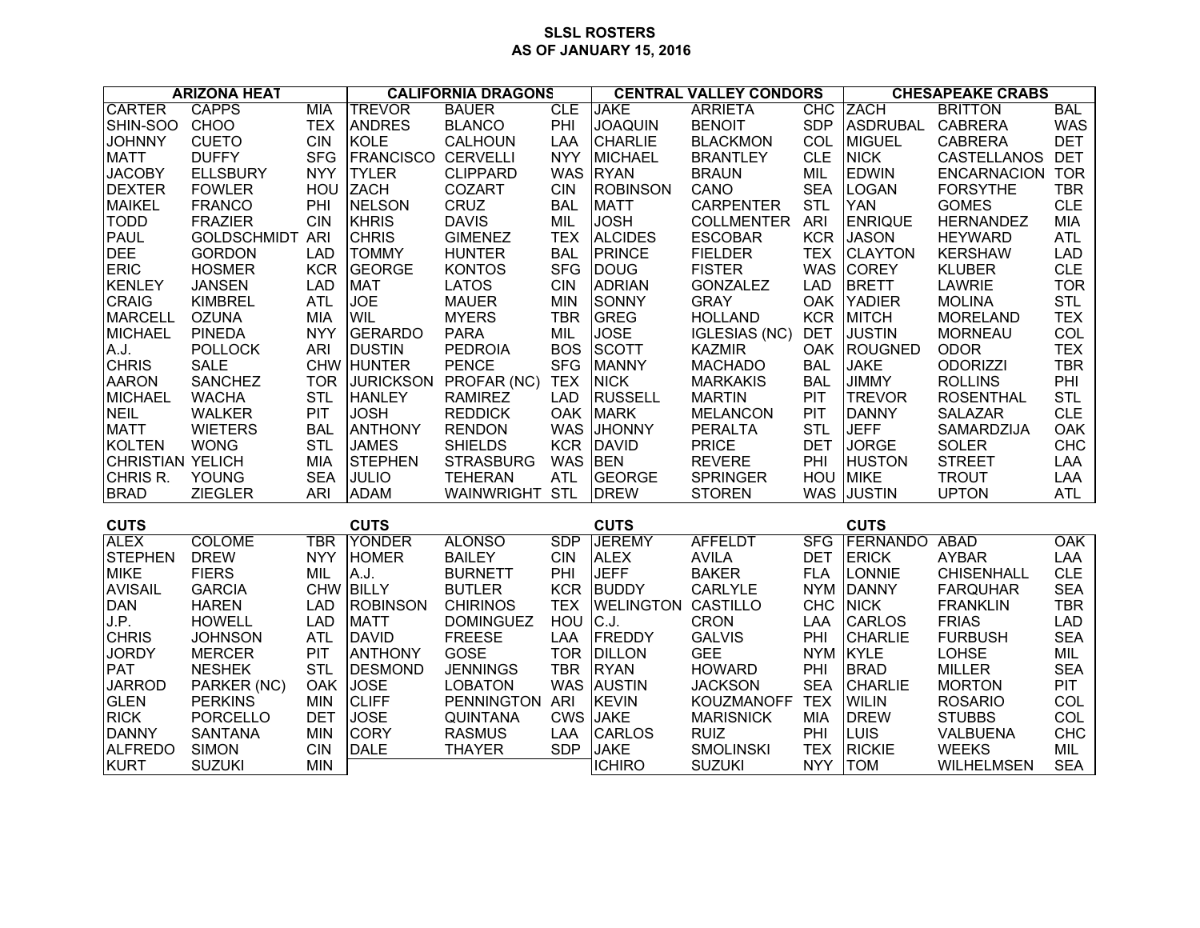# SLSL ROSTERS
## AS OF JANUARY 15, 2016

| ARIZONA HEAT | | | CALIFORNIA DRAGONS | | | CENTRAL VALLEY CONDORS | | | CHESAPEAKE CRABS | | |
|---|---|---|---|---|---|---|---|---|---|---|---|
| CARTER | CAPPS | MIA | TREVOR | BAUER | CLE | JAKE | ARRIETA | CHC | ZACH | BRITTON | BAL |
| SHIN-SOO | CHOO | TEX | ANDRES | BLANCO | PHI | JOAQUIN | BENOIT | SDP | ASDRUBAL | CABRERA | WAS |
| JOHNNY | CUETO | CIN | KOLE | CALHOUN | LAA | CHARLIE | BLACKMON | COL | MIGUEL | CABRERA | DET |
| MATT | DUFFY | SFG | FRANCISCO | CERVELLI | NYY | MICHAEL | BRANTLEY | CLE | NICK | CASTELLANOS | DET |
| JACOBY | ELLSBURY | NYY | TYLER | CLIPPARD | WAS | RYAN | BRAUN | MIL | EDWIN | ENCARNACION | TOR |
| DEXTER | FOWLER | HOU | ZACH | COZART | CIN | ROBINSON | CANO | SEA | LOGAN | FORSYTHE | TBR |
| MAIKEL | FRANCO | PHI | NELSON | CRUZ | BAL | MATT | CARPENTER | STL | YAN | GOMES | CLE |
| TODD | FRAZIER | CIN | KHRIS | DAVIS | MIL | JOSH | COLLMENTER | ARI | ENRIQUE | HERNANDEZ | MIA |
| PAUL | GOLDSCHMIDT | ARI | CHRIS | GIMENEZ | TEX | ALCIDES | ESCOBAR | KCR | JASON | HEYWARD | ATL |
| DEE | GORDON | LAD | TOMMY | HUNTER | BAL | PRINCE | FIELDER | TEX | CLAYTON | KERSHAW | LAD |
| ERIC | HOSMER | KCR | GEORGE | KONTOS | SFG | DOUG | FISTER | WAS | COREY | KLUBER | CLE |
| KENLEY | JANSEN | LAD | MAT | LATOS | CIN | ADRIAN | GONZALEZ | LAD | BRETT | LAWRIE | TOR |
| CRAIG | KIMBREL | ATL | JOE | MAUER | MIN | SONNY | GRAY | OAK | YADIER | MOLINA | STL |
| MARCELL | OZUNA | MIA | WIL | MYERS | TBR | GREG | HOLLAND | KCR | MITCH | MORELAND | TEX |
| MICHAEL | PINEDA | NYY | GERARDO | PARA | MIL | JOSE | IGLESIAS (NC) | DET | JUSTIN | MORNEAU | COL |
| A.J. | POLLOCK | ARI | DUSTIN | PEDROIA | BOS | SCOTT | KAZMIR | OAK | ROUGNED | ODOR | TEX |
| CHRIS | SALE | CHW | HUNTER | PENCE | SFG | MANNY | MACHADO | BAL | JAKE | ODORIZZI | TBR |
| AARON | SANCHEZ | TOR | JURICKSON | PROFAR (NC) | TEX | NICK | MARKAKIS | BAL | JIMMY | ROLLINS | PHI |
| MICHAEL | WACHA | STL | HANLEY | RAMIREZ | LAD | RUSSELL | MARTIN | PIT | TREVOR | ROSENTHAL | STL |
| NEIL | WALKER | PIT | JOSH | REDDICK | OAK | MARK | MELANCON | PIT | DANNY | SALAZAR | CLE |
| MATT | WIETERS | BAL | ANTHONY | RENDON | WAS | JHONNY | PERALTA | STL | JEFF | SAMARDZIJA | OAK |
| KOLTEN | WONG | STL | JAMES | SHIELDS | KCR | DAVID | PRICE | DET | JORGE | SOLER | CHC |
| CHRISTIAN | YELICH | MIA | STEPHEN | STRASBURG | WAS | BEN | REVERE | PHI | HUSTON | STREET | LAA |
| CHRIS R. | YOUNG | SEA | JULIO | TEHERAN | ATL | GEORGE | SPRINGER | HOU | MIKE | TROUT | LAA |
| BRAD | ZIEGLER | ARI | ADAM | WAINWRIGHT | STL | DREW | STOREN | WAS | JUSTIN | UPTON | ATL |

| CUTS | | | CUTS | | | CUTS | | | CUTS | | |
|---|---|---|---|---|---|---|---|---|---|---|---|
| ALEX | COLOME | TBR | YONDER | ALONSO | SDP | JEREMY | AFFELDT | SFG | FERNANDO | ABAD | OAK |
| STEPHEN | DREW | NYY | HOMER | BAILEY | CIN | ALEX | AVILA | DET | ERICK | AYBAR | LAA |
| MIKE | FIERS | MIL | A.J. | BURNETT | PHI | JEFF | BAKER | FLA | LONNIE | CHISENHALL | CLE |
| AVISAIL | GARCIA | CHW | BILLY | BUTLER | KCR | BUDDY | CARLYLE | NYM | DANNY | FARQUHAR | SEA |
| DAN | HAREN | LAD | ROBINSON | CHIRINOS | TEX | WELINGTON | CASTILLO | CHC | NICK | FRANKLIN | TBR |
| J.P. | HOWELL | LAD | MATT | DOMINGUEZ | HOU | C.J. | CRON | LAA | CARLOS | FRIAS | LAD |
| CHRIS | JOHNSON | ATL | DAVID | FREESE | LAA | FREDDY | GALVIS | PHI | CHARLIE | FURBUSH | SEA |
| JORDY | MERCER | PIT | ANTHONY | GOSE | TOR | DILLON | GEE | NYM | KYLE | LOHSE | MIL |
| PAT | NESHEK | STL | DESMOND | JENNINGS | TBR | RYAN | HOWARD | PHI | BRAD | MILLER | SEA |
| JARROD | PARKER (NC) | OAK | JOSE | LOBATON | WAS | AUSTIN | JACKSON | SEA | CHARLIE | MORTON | PIT |
| GLEN | PERKINS | MIN | CLIFF | PENNINGTON | ARI | KEVIN | KOUZMANOFF | TEX | WILIN | ROSARIO | COL |
| RICK | PORCELLO | DET | JOSE | QUINTANA | CWS | JAKE | MARISNICK | MIA | DREW | STUBBS | COL |
| DANNY | SANTANA | MIN | CORY | RASMUS | LAA | CARLOS | RUIZ | PHI | LUIS | VALBUENA | CHC |
| ALFREDO | SIMON | CIN | DALE | THAYER | SDP | JAKE | SMOLINSKI | TEX | RICKIE | WEEKS | MIL |
| KURT | SUZUKI | MIN | | | | ICHIRO | SUZUKI | NYY | TOM | WILHELMSEN | SEA |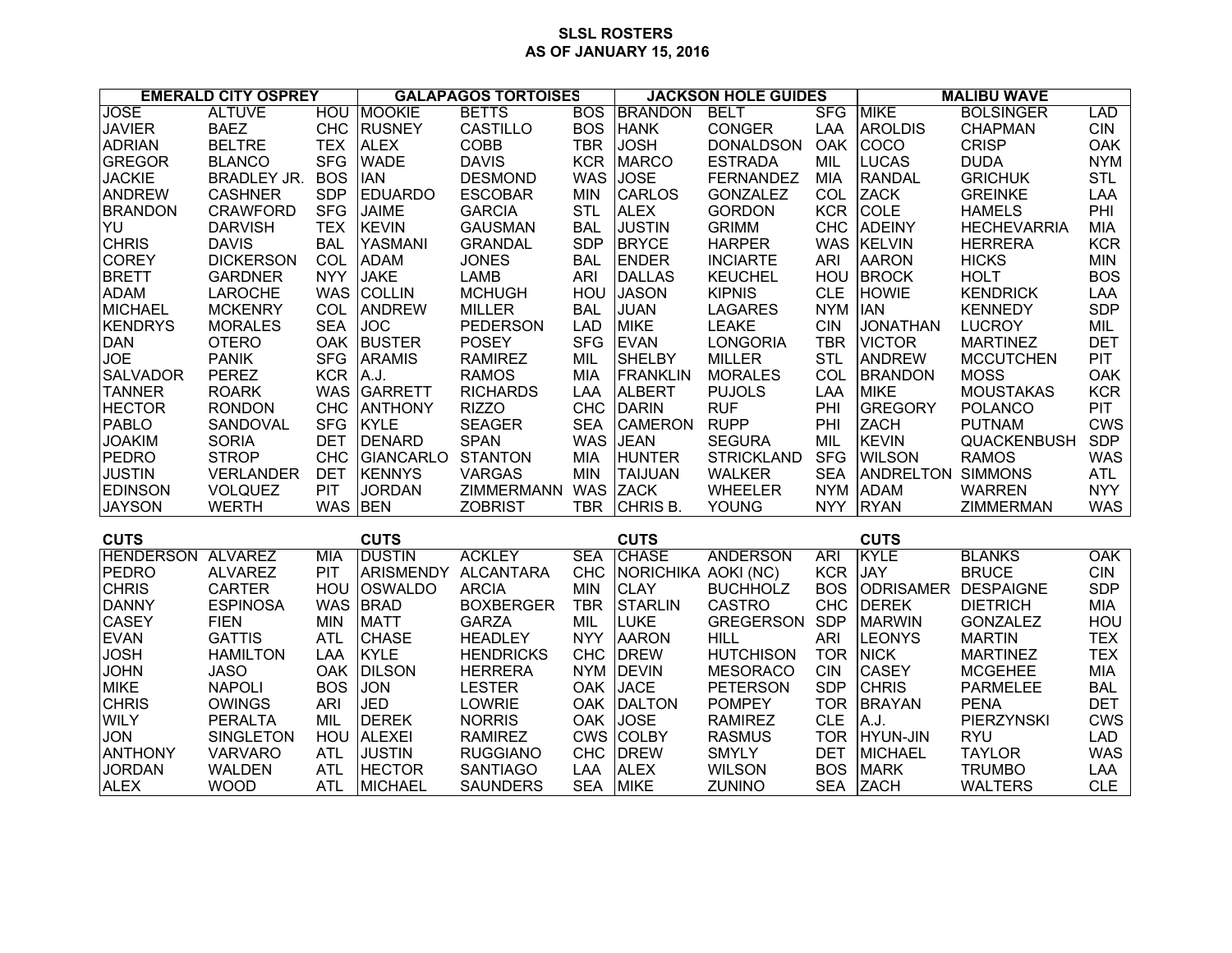# SLSL ROSTERS
## AS OF JANUARY 15, 2016

| EMERALD CITY OSPREY | | | GALAPAGOS TORTOISES | | | JACKSON HOLE GUIDES | | | MALIBU WAVE | | |
|---|---|---|---|---|---|---|---|---|---|---|---|
| JOSE | ALTUVE | HOU | MOOKIE | BETTS | BOS | BRANDON | BELT | SFG | MIKE | BOLSINGER | LAD |
| JAVIER | BAEZ | CHC | RUSNEY | CASTILLO | BOS | HANK | CONGER | LAA | AROLDIS | CHAPMAN | CIN |
| ADRIAN | BELTRE | TEX | ALEX | COBB | TBR | JOSH | DONALDSON | OAK | COCO | CRISP | OAK |
| GREGOR | BLANCO | SFG | WADE | DAVIS | KCR | MARCO | ESTRADA | MIL | LUCAS | DUDA | NYM |
| JACKIE | BRADLEY JR. | BOS | IAN | DESMOND | WAS | JOSE | FERNANDEZ | MIA | RANDAL | GRICHUK | STL |
| ANDREW | CASHNER | SDP | EDUARDO | ESCOBAR | MIN | CARLOS | GONZALEZ | COL | ZACK | GREINKE | LAA |
| BRANDON | CRAWFORD | SFG | JAIME | GARCIA | STL | ALEX | GORDON | KCR | COLE | HAMELS | PHI |
| YU | DARVISH | TEX | KEVIN | GAUSMAN | BAL | JUSTIN | GRIMM | CHC | ADEINY | HECHEVARRIA | MIA |
| CHRIS | DAVIS | BAL | YASMANI | GRANDAL | SDP | BRYCE | HARPER | WAS | KELVIN | HERRERA | KCR |
| COREY | DICKERSON | COL | ADAM | JONES | BAL | ENDER | INCIARTE | ARI | AARON | HICKS | MIN |
| BRETT | GARDNER | NYY | JAKE | LAMB | ARI | DALLAS | KEUCHEL | HOU | BROCK | HOLT | BOS |
| ADAM | LAROCHE | WAS | COLLIN | MCHUGH | HOU | JASON | KIPNIS | CLE | HOWIE | KENDRICK | LAA |
| MICHAEL | MCKENRY | COL | ANDREW | MILLER | BAL | JUAN | LAGARES | NYM | IAN | KENNEDY | SDP |
| KENDRYS | MORALES | SEA | JOC | PEDERSON | LAD | MIKE | LEAKE | CIN | JONATHAN | LUCROY | MIL |
| DAN | OTERO | OAK | BUSTER | POSEY | SFG | EVAN | LONGORIA | TBR | VICTOR | MARTINEZ | DET |
| JOE | PANIK | SFG | ARAMIS | RAMIREZ | MIL | SHELBY | MILLER | STL | ANDREW | MCCUTCHEN | PIT |
| SALVADOR | PEREZ | KCR | A.J. | RAMOS | MIA | FRANKLIN | MORALES | COL | BRANDON | MOSS | OAK |
| TANNER | ROARK | WAS | GARRETT | RICHARDS | LAA | ALBERT | PUJOLS | LAA | MIKE | MOUSTAKAS | KCR |
| HECTOR | RONDON | CHC | ANTHONY | RIZZO | CHC | DARIN | RUF | PHI | GREGORY | POLANCO | PIT |
| PABLO | SANDOVAL | SFG | KYLE | SEAGER | SEA | CAMERON | RUPP | PHI | ZACH | PUTNAM | CWS |
| JOAKIM | SORIA | DET | DENARD | SPAN | WAS | JEAN | SEGURA | MIL | KEVIN | QUACKENBUSH | SDP |
| PEDRO | STROP | CHC | GIANCARLO | STANTON | MIA | HUNTER | STRICKLAND | SFG | WILSON | RAMOS | WAS |
| JUSTIN | VERLANDER | DET | KENNYS | VARGAS | MIN | TAIJUAN | WALKER | SEA | ANDRELTON | SIMMONS | ATL |
| EDINSON | VOLQUEZ | PIT | JORDAN | ZIMMERMANN | WAS | ZACK | WHEELER | NYM | ADAM | WARREN | NYY |
| JAYSON | WERTH | WAS | BEN | ZOBRIST | TBR | CHRIS B. | YOUNG | NYY | RYAN | ZIMMERMAN | WAS |

| CUTS | | | CUTS | | | CUTS | | | CUTS | | |
|---|---|---|---|---|---|---|---|---|---|---|---|
| HENDERSON | ALVAREZ | MIA | DUSTIN | ACKLEY | SEA | CHASE | ANDERSON | ARI | KYLE | BLANKS | OAK |
| PEDRO | ALVAREZ | PIT | ARISMENDY | ALCANTARA | CHC | NORICHIKA | AOKI (NC) | KCR | JAY | BRUCE | CIN |
| CHRIS | CARTER | HOU | OSWALDO | ARCIA | MIN | CLAY | BUCHHOLZ | BOS | ODRISAMER | DESPAIGNE | SDP |
| DANNY | ESPINOSA | WAS | BRAD | BOXBERGER | TBR | STARLIN | CASTRO | CHC | DEREK | DIETRICH | MIA |
| CASEY | FIEN | MIN | MATT | GARZA | MIL | LUKE | GREGERSON | SDP | MARWIN | GONZALEZ | HOU |
| EVAN | GATTIS | ATL | CHASE | HEADLEY | NYY | AARON | HILL | ARI | LEONYS | MARTIN | TEX |
| JOSH | HAMILTON | LAA | KYLE | HENDRICKS | CHC | DREW | HUTCHISON | TOR | NICK | MARTINEZ | TEX |
| JOHN | JASO | OAK | DILSON | HERRERA | NYM | DEVIN | MESORACO | CIN | CASEY | MCGEHEE | MIA |
| MIKE | NAPOLI | BOS | JON | LESTER | OAK | JACE | PETERSON | SDP | CHRIS | PARMELEE | BAL |
| CHRIS | OWINGS | ARI | JED | LOWRIE | OAK | DALTON | POMPEY | TOR | BRAYAN | PENA | DET |
| WILY | PERALTA | MIL | DEREK | NORRIS | OAK | JOSE | RAMIREZ | CLE | A.J. | PIERZYNSKI | CWS |
| JON | SINGLETON | HOU | ALEXEI | RAMIREZ | CWS | COLBY | RASMUS | TOR | HYUN-JIN | RYU | LAD |
| ANTHONY | VARVARO | ATL | JUSTIN | RUGGIANO | CHC | DREW | SMYLY | DET | MICHAEL | TAYLOR | WAS |
| JORDAN | WALDEN | ATL | HECTOR | SANTIAGO | LAA | ALEX | WILSON | BOS | MARK | TRUMBO | LAA |
| ALEX | WOOD | ATL | MICHAEL | SAUNDERS | SEA | MIKE | ZUNINO | SEA | ZACH | WALTERS | CLE |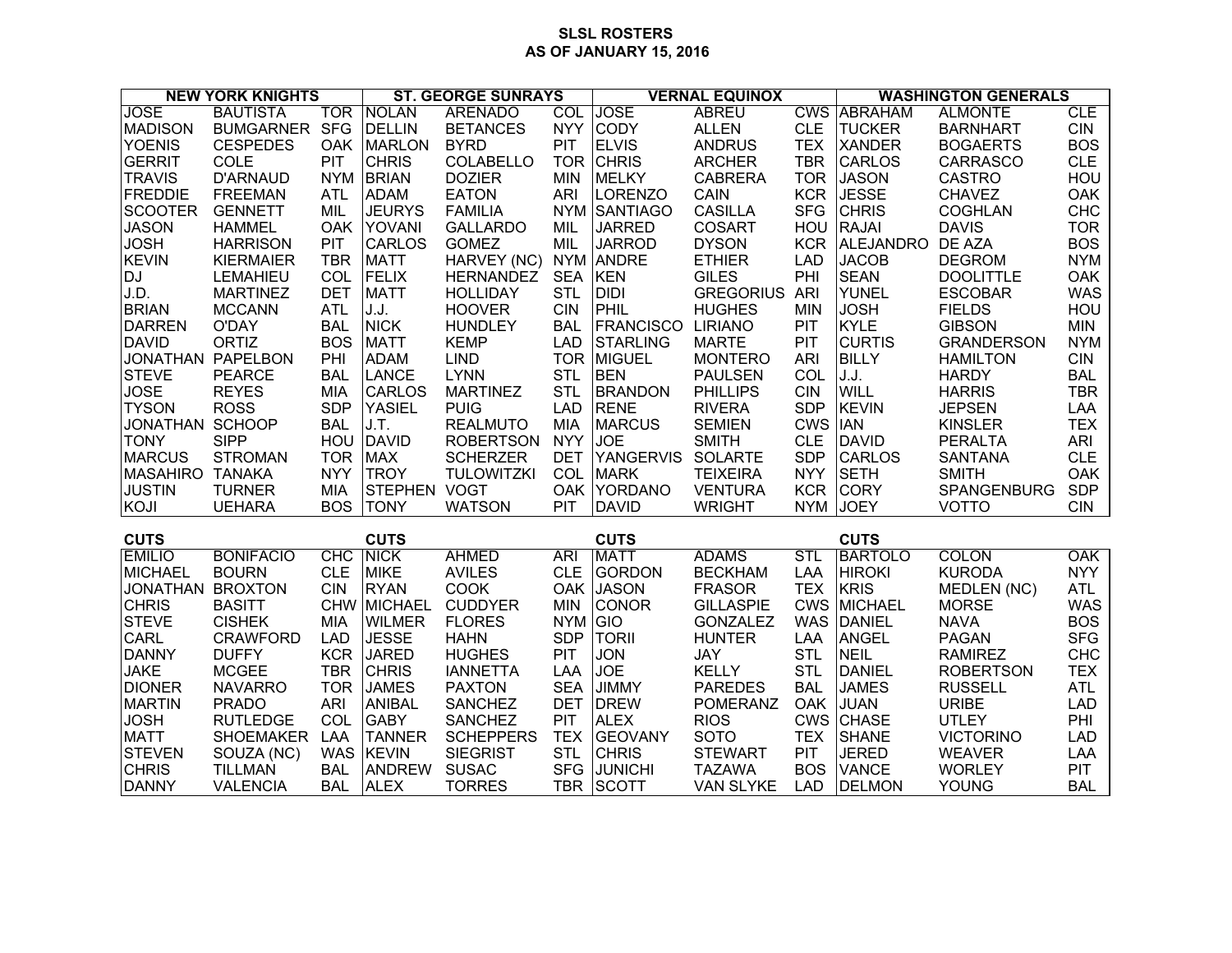# SLSL ROSTERS
## AS OF JANUARY 15, 2016

| NEW YORK KNIGHTS | | | ST. GEORGE SUNRAYS | | | VERNAL EQUINOX | | | WASHINGTON GENERALS | | |
|---|---|---|---|---|---|---|---|---|---|---|---|
| JOSE | BAUTISTA | TOR | NOLAN | ARENADO | COL | JOSE | ABREU | CWS | ABRAHAM | ALMONTE | CLE |
| MADISON | BUMGARNER | SFG | DELLIN | BETANCES | NYY | CODY | ALLEN | CLE | TUCKER | BARNHART | CIN |
| YOENIS | CESPEDES | OAK | MARLON | BYRD | PIT | ELVIS | ANDRUS | TEX | XANDER | BOGAERTS | BOS |
| GERRIT | COLE | PIT | CHRIS | COLABELLO | TOR | CHRIS | ARCHER | TBR | CARLOS | CARRASCO | CLE |
| TRAVIS | D'ARNAUD | NYM | BRIAN | DOZIER | MIN | MELKY | CABRERA | TOR | JASON | CASTRO | HOU |
| FREDDIE | FREEMAN | ATL | ADAM | EATON | ARI | LORENZO | CAIN | KCR | JESSE | CHAVEZ | OAK |
| SCOOTER | GENNETT | MIL | JEURYS | FAMILIA | NYM | SANTIAGO | CASILLA | SFG | CHRIS | COGHLAN | CHC |
| JASON | HAMMEL | OAK | YOVANI | GALLARDO | MIL | JARRED | COSART | HOU | RAJAI | DAVIS | TOR |
| JOSH | HARRISON | PIT | CARLOS | GOMEZ | MIL | JARROD | DYSON | KCR | ALEJANDRO | DE AZA | BOS |
| KEVIN | KIERMAIER | TBR | MATT | HARVEY (NC) | NYM | ANDRE | ETHIER | LAD | JACOB | DEGROM | NYM |
| DJ | LEMAHIEU | COL | FELIX | HERNANDEZ | SEA | KEN | GILES | PHI | SEAN | DOOLITTLE | OAK |
| J.D. | MARTINEZ | DET | MATT | HOLLIDAY | STL | DIDI | GREGORIUS | ARI | YUNEL | ESCOBAR | WAS |
| BRIAN | MCCANN | ATL | J.J. | HOOVER | CIN | PHIL | HUGHES | MIN | JOSH | FIELDS | HOU |
| DARREN | O'DAY | BAL | NICK | HUNDLEY | BAL | FRANCISCO | LIRIANO | PIT | KYLE | GIBSON | MIN |
| DAVID | ORTIZ | BOS | MATT | KEMP | LAD | STARLING | MARTE | PIT | CURTIS | GRANDERSON | NYM |
| JONATHAN | PAPELBON | PHI | ADAM | LIND | TOR | MIGUEL | MONTERO | ARI | BILLY | HAMILTON | CIN |
| STEVE | PEARCE | BAL | LANCE | LYNN | STL | BEN | PAULSEN | COL | J.J. | HARDY | BAL |
| JOSE | REYES | MIA | CARLOS | MARTINEZ | STL | BRANDON | PHILLIPS | CIN | WILL | HARRIS | TBR |
| TYSON | ROSS | SDP | YASIEL | PUIG | LAD | RENE | RIVERA | SDP | KEVIN | JEPSEN | LAA |
| JONATHAN | SCHOOP | BAL | J.T. | REALMUTO | MIA | MARCUS | SEMIEN | CWS | IAN | KINSLER | TEX |
| TONY | SIPP | HOU | DAVID | ROBERTSON | NYY | JOE | SMITH | CLE | DAVID | PERALTA | ARI |
| MARCUS | STROMAN | TOR | MAX | SCHERZER | DET | YANGERVIS | SOLARTE | SDP | CARLOS | SANTANA | CLE |
| MASAHIRO | TANAKA | NYY | TROY | TULOWITZKI | COL | MARK | TEIXEIRA | NYY | SETH | SMITH | OAK |
| JUSTIN | TURNER | MIA | STEPHEN | VOGT | OAK | YORDANO | VENTURA | KCR | CORY | SPANGENBURG | SDP |
| KOJI | UEHARA | BOS | TONY | WATSON | PIT | DAVID | WRIGHT | NYM | JOEY | VOTTO | CIN |

| CUTS | | | CUTS | | | CUTS | | | CUTS | | |
|---|---|---|---|---|---|---|---|---|---|---|---|
| EMILIO | BONIFACIO | CHC | NICK | AHMED | ARI | MATT | ADAMS | STL | BARTOLO | COLON | OAK |
| MICHAEL | BOURN | CLE | MIKE | AVILES | CLE | GORDON | BECKHAM | LAA | HIROKI | KURODA | NYY |
| JONATHAN | BROXTON | CIN | RYAN | COOK | OAK | JASON | FRASOR | TEX | KRIS | MEDLEN (NC) | ATL |
| CHRIS | BASITT | CHW | MICHAEL | CUDDYER | MIN | CONOR | GILLASPIE | CWS | MICHAEL | MORSE | WAS |
| STEVE | CISHEK | MIA | WILMER | FLORES | NYM | GIO | GONZALEZ | WAS | DANIEL | NAVA | BOS |
| CARL | CRAWFORD | LAD | JESSE | HAHN | SDP | TORII | HUNTER | LAA | ANGEL | PAGAN | SFG |
| DANNY | DUFFY | KCR | JARED | HUGHES | PIT | JON | JAY | STL | NEIL | RAMIREZ | CHC |
| JAKE | MCGEE | TBR | CHRIS | IANNETTA | LAA | JOE | KELLY | STL | DANIEL | ROBERTSON | TEX |
| DIONER | NAVARRO | TOR | JAMES | PAXTON | SEA | JIMMY | PAREDES | BAL | JAMES | RUSSELL | ATL |
| MARTIN | PRADO | ARI | ANIBAL | SANCHEZ | DET | DREW | POMERANZ | OAK | JUAN | URIBE | LAD |
| JOSH | RUTLEDGE | COL | GABY | SANCHEZ | PIT | ALEX | RIOS | CWS | CHASE | UTLEY | PHI |
| MATT | SHOEMAKER | LAA | TANNER | SCHEPPERS | TEX | GEOVANY | SOTO | TEX | SHANE | VICTORINO | LAD |
| STEVEN | SOUZA (NC) | WAS | KEVIN | SIEGRIST | STL | CHRIS | STEWART | PIT | JERED | WEAVER | LAA |
| CHRIS | TILLMAN | BAL | ANDREW | SUSAC | SFG | JUNICHI | TAZAWA | BOS | VANCE | WORLEY | PIT |
| DANNY | VALENCIA | BAL | ALEX | TORRES | TBR | SCOTT | VAN SLYKE | LAD | DELMON | YOUNG | BAL |